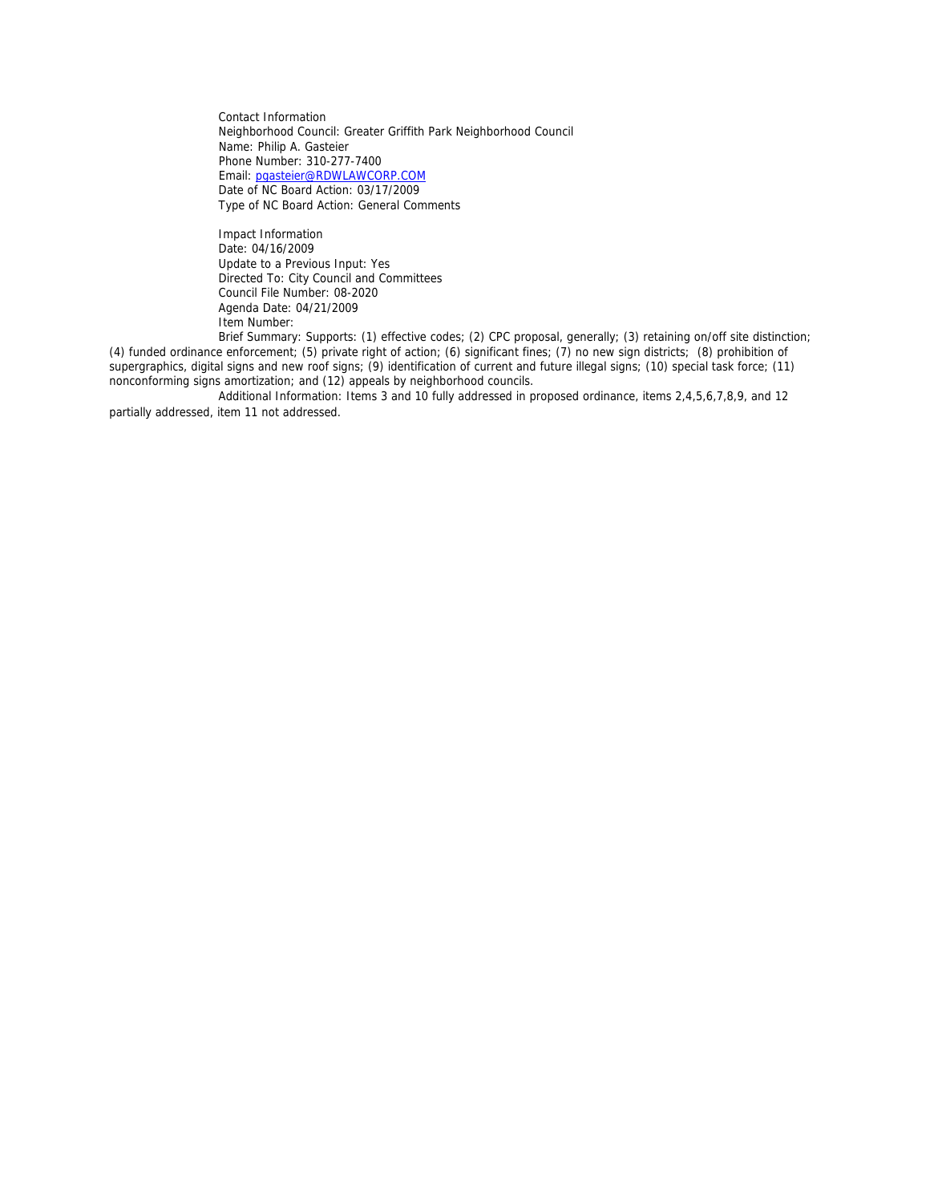Contact Information
Neighborhood Council: Greater Griffith Park Neighborhood Council
Name: Philip A. Gasteier
Phone Number: 310-277-7400
Email: [pgasteier@RDWLAWCORP.COM](mailto:pgasteier@RDWLAWCORP.COM)
Date of NC Board Action: 03/17/2009
Type of NC Board Action: General Comments

Impact Information
Date: 04/16/2009
Update to a Previous Input: Yes
Directed To: City Council and Committees
Council File Number: 08-2020
Agenda Date: 04/21/2009
Item Number:

Brief Summary: Supports: (1) effective codes; (2) CPC proposal, generally; (3) retaining on/off site distinction; (4) funded ordinance enforcement; (5) private right of action; (6) significant fines; (7) no new sign districts; (8) prohibition of supergraphics, digital signs and new roof signs; (9) identification of current and future illegal signs; (10) special task force; (11) nonconforming signs amortization; and (12) appeals by neighborhood councils.

Additional Information: Items 3 and 10 fully addressed in proposed ordinance, items 2,4,5,6,7,8,9, and 12 partially addressed, item 11 not addressed.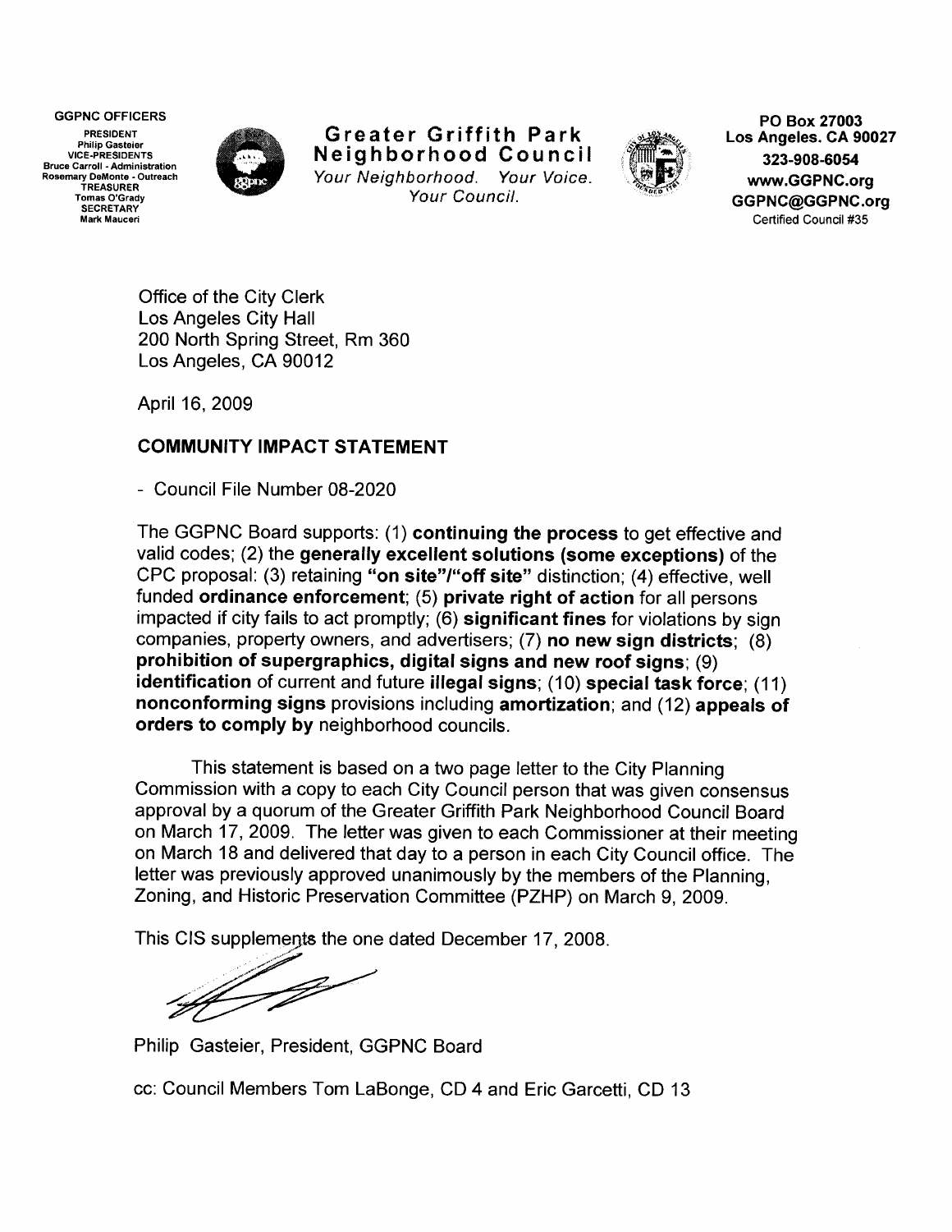GGPNC OFFICERS

PRESIDENT
Philip Gasteier
VICE-PRESIDENTS
Bruce Carroll - Administration
Rosemary DeMonte - Outreach
TREASURER
Tomas O'Grady
SECRETARY
Mark Mauceri

**Greater Griffith Park Neighborhood Council**
*Your Neighborhood. Your Voice. Your Council.*

PO Box 27003
Los Angeles. CA 90027
323-908-6054
www.GGPNC.org
GGPNC@GGPNC.org
Certified Council #35

Office of the City Clerk
Los Angeles City Hall
200 North Spring Street, Rm 360
Los Angeles, CA 90012

April 16, 2009

**COMMUNITY IMPACT STATEMENT**

- Council File Number 08-2020

The GGPNC Board supports: (1) **continuing the process** to get effective and valid codes; (2) the **generally excellent solutions (some exceptions)** of the CPC proposal: (3) retaining **"on site"/"off site"** distinction; (4) effective, well funded **ordinance enforcement**; (5) **private right of action** for all persons impacted if city fails to act promptly; (6) **significant fines** for violations by sign companies, property owners, and advertisers; (7) **no new sign districts**; (8) **prohibition of supergraphics, digital signs and new roof signs**; (9) **identification** of current and future **illegal signs**; (10) **special task force**; (11) **nonconforming signs** provisions including **amortization**; and (12) **appeals of orders to comply by** neighborhood councils.

This statement is based on a two page letter to the City Planning Commission with a copy to each City Council person that was given consensus approval by a quorum of the Greater Griffith Park Neighborhood Council Board on March 17, 2009. The letter was given to each Commissioner at their meeting on March 18 and delivered that day to a person in each City Council office. The letter was previously approved unanimously by the members of the Planning, Zoning, and Historic Preservation Committee (PZHP) on March 9, 2009.

This CIS supplements the one dated December 17, 2008.

Philip Gasteier, President, GGPNC Board

cc: Council Members Tom LaBonge, CD 4 and Eric Garcetti, CD 13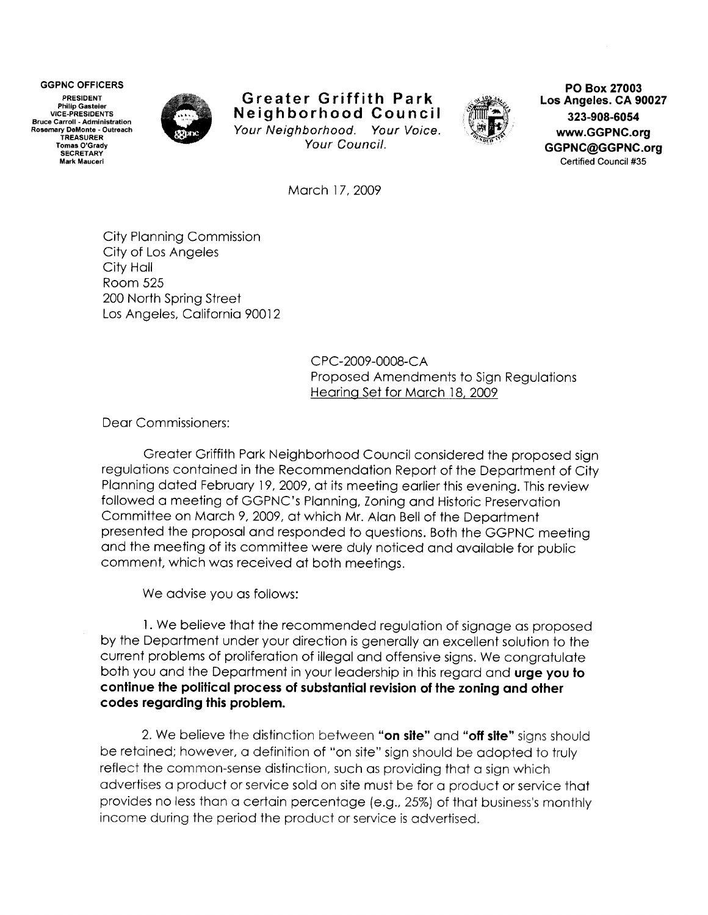**GGPNC OFFICERS**
**PRESIDENT**
**Philip Gasteier**
**VICE-PRESIDENTS**
**Bruce Carroll - Administration**
**Rosemary DeMonte - Outreach**
**TREASURER**
**Tomas O'Grady**
**SECRETARY**
**Mark Mauceri**

# Greater Griffith Park Neighborhood Council

*Your Neighborhood. Your Voice. Your Council.*

**PO Box 27003**
**Los Angeles. CA 90027**
**323-908-6054**
**www.GGPNC.org**
**GGPNC@GGPNC.org**
Certified Council #35

March 17, 2009

City Planning Commission
City of Los Angeles
City Hall
Room 525
200 North Spring Street
Los Angeles, California 90012

CPC-2009-0008-CA
Proposed Amendments to Sign Regulations
Hearing Set for March 18, 2009

Dear Commissioners:

Greater Griffith Park Neighborhood Council considered the proposed sign regulations contained in the Recommendation Report of the Department of City Planning dated February 19, 2009, at its meeting earlier this evening. This review followed a meeting of GGPNC's Planning, Zoning and Historic Preservation Committee on March 9, 2009, at which Mr. Alan Bell of the Department presented the proposal and responded to questions. Both the GGPNC meeting and the meeting of its committee were duly noticed and available for public comment, which was received at both meetings.

We advise you as follows:

1. We believe that the recommended regulation of signage as proposed by the Department under your direction is generally an excellent solution to the current problems of proliferation of illegal and offensive signs. We congratulate both you and the Department in your leadership in this regard and **urge you to continue the political process of substantial revision of the zoning and other codes regarding this problem.**

2. We believe the distinction between **"on site"** and **"off site"** signs should be retained; however, a definition of "on site" sign should be adopted to truly reflect the common-sense distinction, such as providing that a sign which advertises a product or service sold on site must be for a product or service that provides no less than a certain percentage (e.g., 25%) of that business's monthly income during the period the product or service is advertised.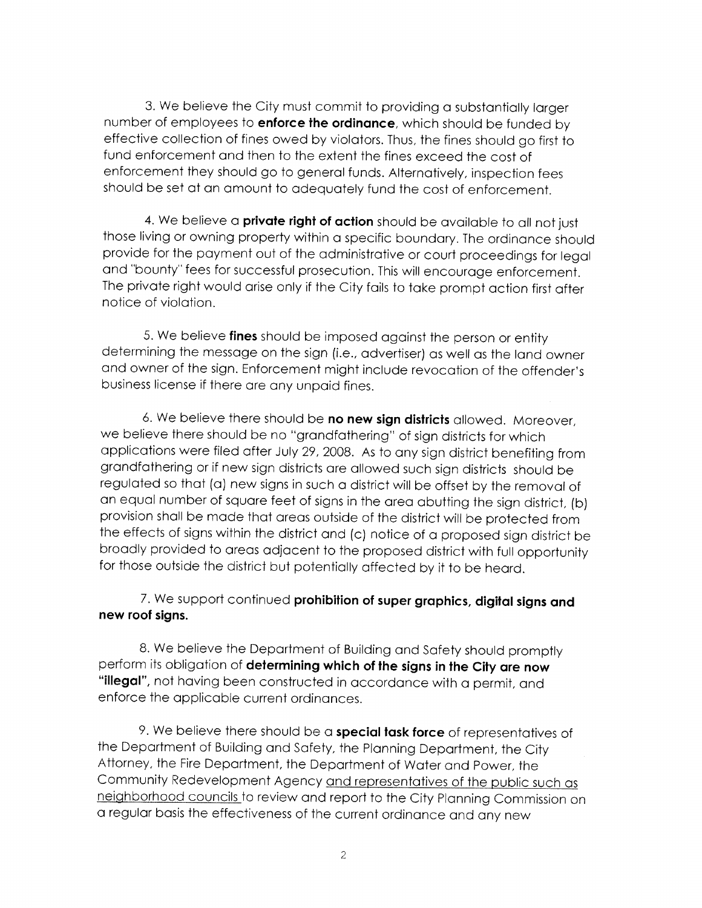3. We believe the City must commit to providing a substantially larger number of employees to **enforce the ordinance**, which should be funded by effective collection of fines owed by violators. Thus, the fines should go first to fund enforcement and then to the extent the fines exceed the cost of enforcement they should go to general funds. Alternatively, inspection fees should be set at an amount to adequately fund the cost of enforcement.

4. We believe a **private right of action** should be available to all not just those living or owning property within a specific boundary. The ordinance should provide for the payment out of the administrative or court proceedings for legal and "bounty" fees for successful prosecution. This will encourage enforcement. The private right would arise only if the City fails to take prompt action first after notice of violation.

5. We believe **fines** should be imposed against the person or entity determining the message on the sign (i.e., advertiser) as well as the land owner and owner of the sign. Enforcement might include revocation of the offender's business license if there are any unpaid fines.

6. We believe there should be **no new sign districts** allowed. Moreover, we believe there should be no "grandfathering" of sign districts for which applications were filed after July 29, 2008. As to any sign district benefiting from grandfathering or if new sign districts are allowed such sign districts should be regulated so that (a) new signs in such a district will be offset by the removal of an equal number of square feet of signs in the area abutting the sign district, (b) provision shall be made that areas outside of the district will be protected from the effects of signs within the district and (c) notice of a proposed sign district be broadly provided to areas adjacent to the proposed district with full opportunity for those outside the district but potentially affected by it to be heard.

7. We support continued **prohibition of super graphics, digital signs and new roof signs.**

8. We believe the Department of Building and Safety should promptly perform its obligation of **determining which of the signs in the City are now "illegal"**, not having been constructed in accordance with a permit, and enforce the applicable current ordinances.

9. We believe there should be a **special task force** of representatives of the Department of Building and Safety, the Planning Department, the City Attorney, the Fire Department, the Department of Water and Power, the Community Redevelopment Agency <u>and representatives of the public such as neighborhood councils</u> to review and report to the City Planning Commission on a regular basis the effectiveness of the current ordinance and any new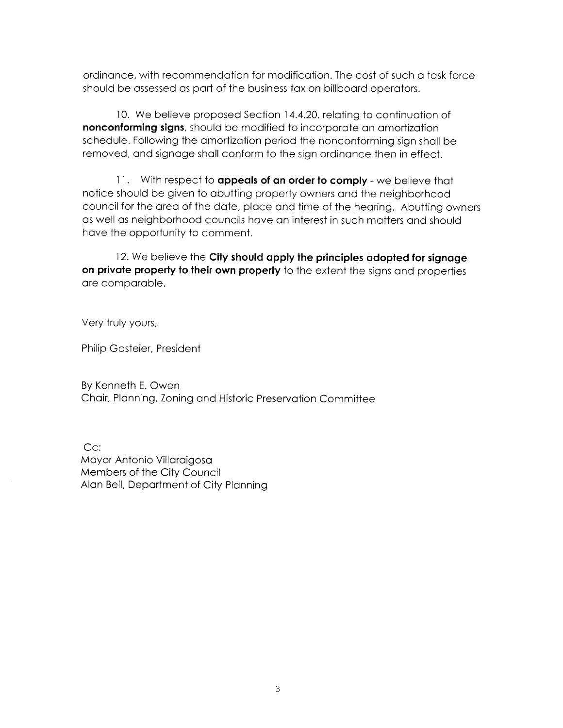ordinance, with recommendation for modification. The cost of such a task force should be assessed as part of the business tax on billboard operators.

10. We believe proposed Section 14.4.20, relating to continuation of **nonconforming signs**, should be modified to incorporate an amortization schedule. Following the amortization period the nonconforming sign shall be removed, and signage shall conform to the sign ordinance then in effect.

11. With respect to **appeals of an order to comply** - we believe that notice should be given to abutting property owners and the neighborhood council for the area of the date, place and time of the hearing. Abutting owners as well as neighborhood councils have an interest in such matters and should have the opportunity to comment.

12. We believe the **City should apply the principles adopted for signage on private property to their own property** to the extent the signs and properties are comparable.

Very truly yours,

Philip Gasteier, President

By Kenneth E. Owen
Chair, Planning, Zoning and Historic Preservation Committee

Cc:
Mayor Antonio Villaraigosa
Members of the City Council
Alan Bell, Department of City Planning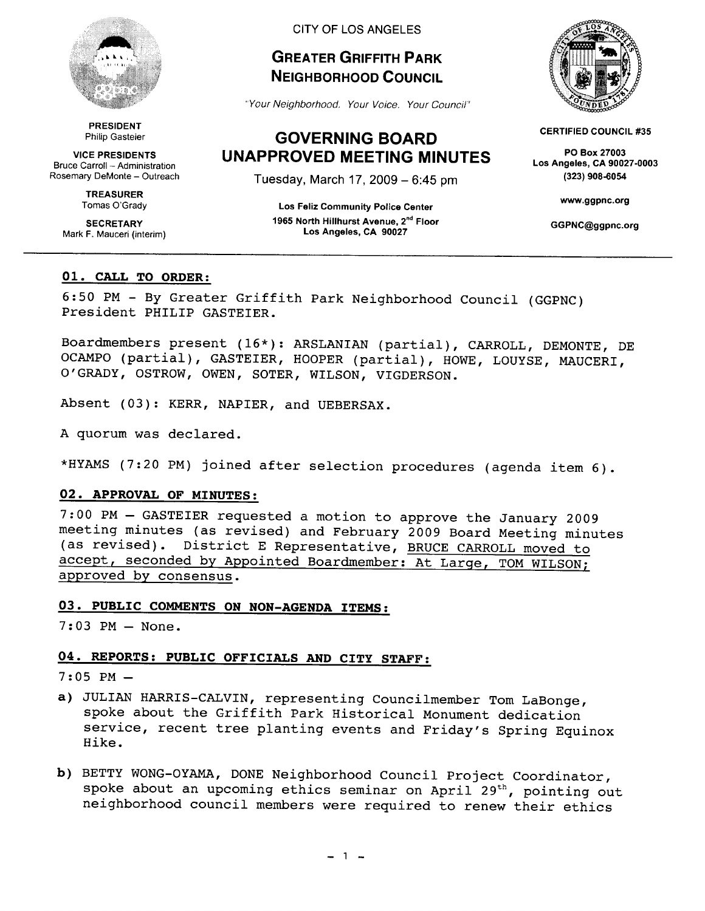CITY OF LOS ANGELES

# GREATER GRIFFITH PARK NEIGHBORHOOD COUNCIL

*"Your Neighborhood. Your Voice. Your Council"*

**PRESIDENT**
Philip Gasteier

**VICE PRESIDENTS**
Bruce Carroll – Administration
Rosemary DeMonte – Outreach

**TREASURER**
Tomas O'Grady

**SECRETARY**
Mark F. Mauceri (interim)

**CERTIFIED COUNCIL #35**

PO Box 27003
Los Angeles, CA 90027-0003
(323) 908-6054

www.ggpnc.org

GGPNC@ggpnc.org

## GOVERNING BOARD UNAPPROVED MEETING MINUTES

Tuesday, March 17, 2009 – 6:45 pm

**Los Feliz Community Police Center**
**1965 North Hillhurst Avenue, 2nd Floor**
**Los Angeles, CA 90027**

---

### 01. CALL TO ORDER:

6:50 PM - By Greater Griffith Park Neighborhood Council (GGPNC) President PHILIP GASTEIER.

Boardmembers present (16*): ARSLANIAN (partial), CARROLL, DEMONTE, DE OCAMPO (partial), GASTEIER, HOOPER (partial), HOWE, LOUYSE, MAUCERI, O'GRADY, OSTROW, OWEN, SOTER, WILSON, VIGDERSON.

Absent (03): KERR, NAPIER, and UEBERSAX.

A quorum was declared.

*HYAMS (7:20 PM) joined after selection procedures (agenda item 6).

### 02. APPROVAL OF MINUTES:

7:00 PM – GASTEIER requested a motion to approve the January 2009 meeting minutes (as revised) and February 2009 Board Meeting minutes (as revised). District E Representative, BRUCE CARROLL moved to accept, seconded by Appointed Boardmember: At Large, TOM WILSON; approved by consensus.

### 03. PUBLIC COMMENTS ON NON-AGENDA ITEMS:

7:03 PM – None.

### 04. REPORTS: PUBLIC OFFICIALS AND CITY STAFF:

7:05 PM –

a) JULIAN HARRIS-CALVIN, representing Councilmember Tom LaBonge, spoke about the Griffith Park Historical Monument dedication service, recent tree planting events and Friday's Spring Equinox Hike.

b) BETTY WONG-OYAMA, DONE Neighborhood Council Project Coordinator, spoke about an upcoming ethics seminar on April 29th, pointing out neighborhood council members were required to renew their ethics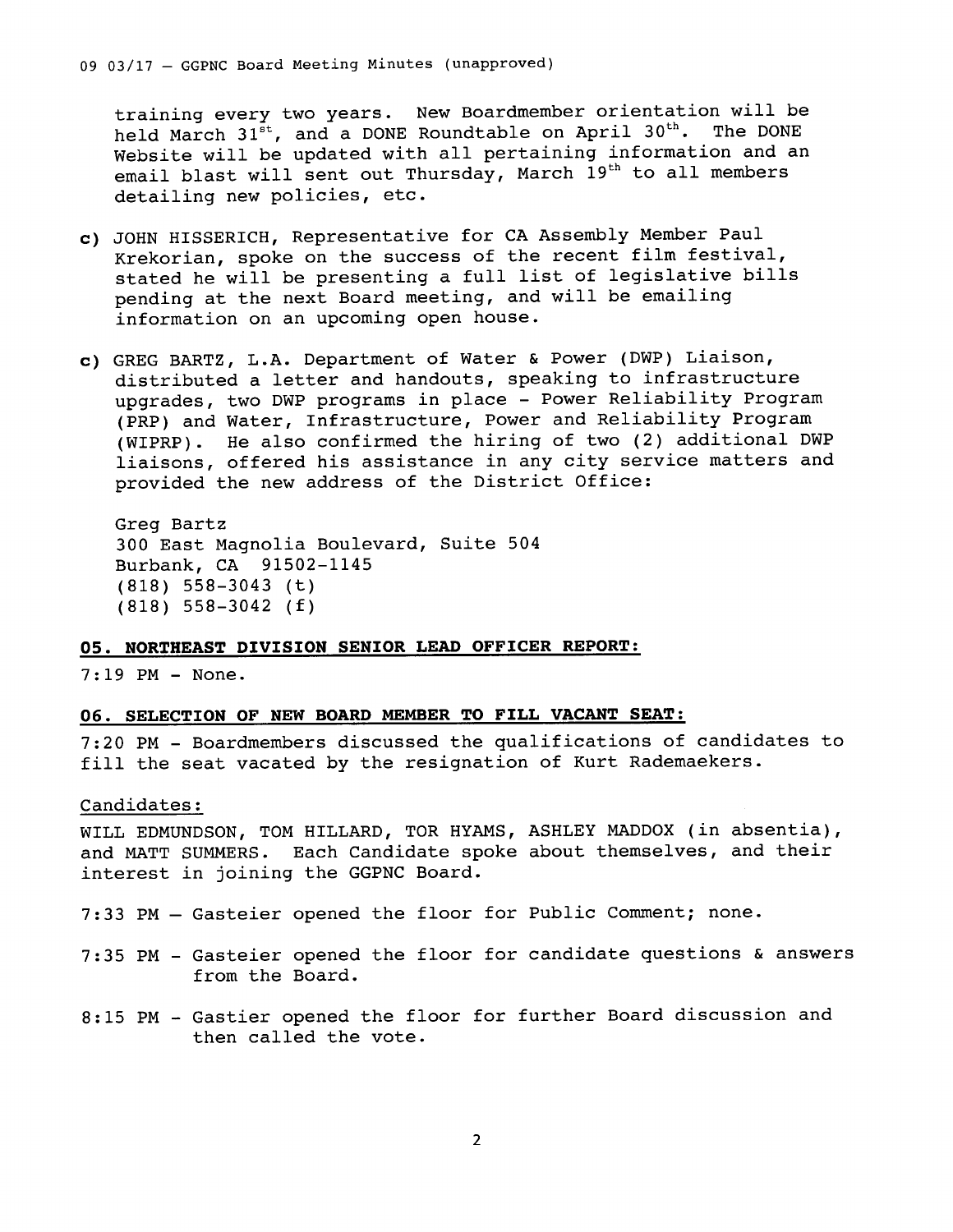training every two years. New Boardmember orientation will be held March 31st, and a DONE Roundtable on April 30th. The DONE Website will be updated with all pertaining information and an email blast will sent out Thursday, March 19th to all members detailing new policies, etc.

c) JOHN HISSERICH, Representative for CA Assembly Member Paul Krekorian, spoke on the success of the recent film festival, stated he will be presenting a full list of legislative bills pending at the next Board meeting, and will be emailing information on an upcoming open house.

c) GREG BARTZ, L.A. Department of Water & Power (DWP) Liaison, distributed a letter and handouts, speaking to infrastructure upgrades, two DWP programs in place - Power Reliability Program (PRP) and Water, Infrastructure, Power and Reliability Program (WIPRP). He also confirmed the hiring of two (2) additional DWP liaisons, offered his assistance in any city service matters and provided the new address of the District Office:

Greg Bartz
300 East Magnolia Boulevard, Suite 504
Burbank, CA 91502-1145
(818) 558-3043 (t)
(818) 558-3042 (f)

## 05. NORTHEAST DIVISION SENIOR LEAD OFFICER REPORT:

7:19 PM - None.

## 06. SELECTION OF NEW BOARD MEMBER TO FILL VACANT SEAT:

7:20 PM - Boardmembers discussed the qualifications of candidates to fill the seat vacated by the resignation of Kurt Rademaekers.

Candidates:

WILL EDMUNDSON, TOM HILLARD, TOR HYAMS, ASHLEY MADDOX (in absentia), and MATT SUMMERS. Each Candidate spoke about themselves, and their interest in joining the GGPNC Board.

7:33 PM – Gasteier opened the floor for Public Comment; none.

7:35 PM - Gasteier opened the floor for candidate questions & answers from the Board.

8:15 PM - Gastier opened the floor for further Board discussion and then called the vote.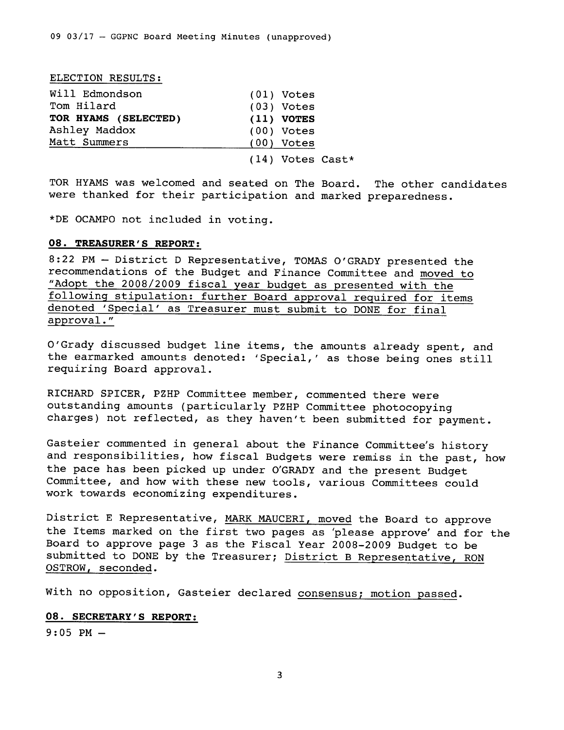ELECTION RESULTS:

| Candidate | Votes |
| --- | --- |
| Will Edmondson | (01) Votes |
| Tom Hilard | (03) Votes |
| **TOR HYAMS (SELECTED)** | **(11) VOTES** |
| Ashley Maddox | (00) Votes |
| Matt Summers | (00) Votes |
| | (14) Votes Cast* |

TOR HYAMS was welcomed and seated on The Board. The other candidates were thanked for their participation and marked preparedness.

*DE OCAMPO not included in voting.

## 08. TREASURER'S REPORT:

8:22 PM – District D Representative, TOMAS O'GRADY presented the recommendations of the Budget and Finance Committee and moved to "Adopt the 2008/2009 fiscal year budget as presented with the following stipulation: further Board approval required for items denoted 'Special' as Treasurer must submit to DONE for final approval."

O'Grady discussed budget line items, the amounts already spent, and the earmarked amounts denoted: 'Special,' as those being ones still requiring Board approval.

RICHARD SPICER, PZHP Committee member, commented there were outstanding amounts (particularly PZHP Committee photocopying charges) not reflected, as they haven't been submitted for payment.

Gasteier commented in general about the Finance Committee's history and responsibilities, how fiscal Budgets were remiss in the past, how the pace has been picked up under O'GRADY and the present Budget Committee, and how with these new tools, various Committees could work towards economizing expenditures.

District E Representative, MARK MAUCERI, moved the Board to approve the Items marked on the first two pages as 'please approve' and for the Board to approve page 3 as the Fiscal Year 2008-2009 Budget to be submitted to DONE by the Treasurer; District B Representative, RON OSTROW, seconded.

With no opposition, Gasteier declared consensus; motion passed.

## 08. SECRETARY'S REPORT:

9:05 PM –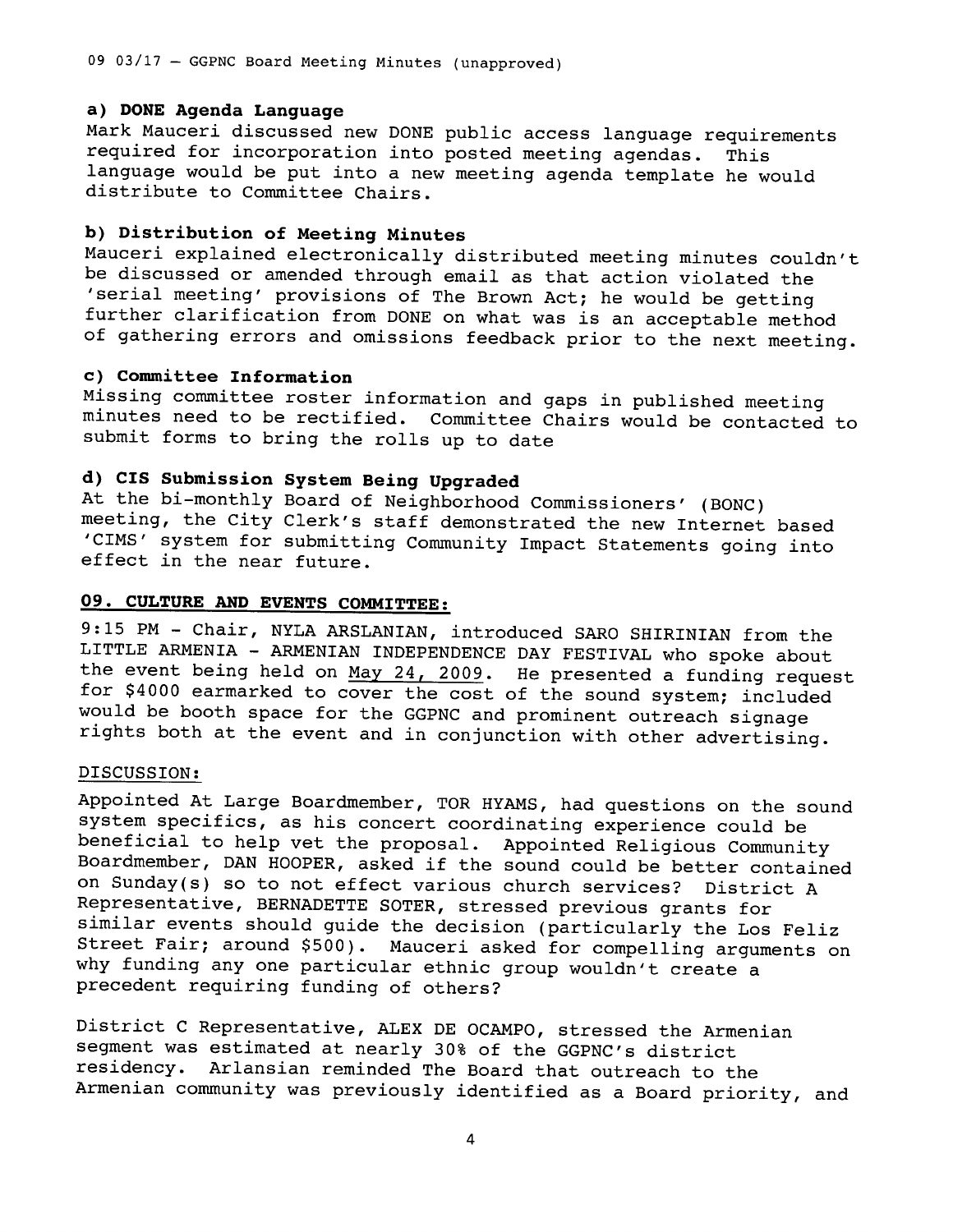#### a) DONE Agenda Language

Mark Mauceri discussed new DONE public access language requirements required for incorporation into posted meeting agendas. This language would be put into a new meeting agenda template he would distribute to Committee Chairs.

#### b) Distribution of Meeting Minutes

Mauceri explained electronically distributed meeting minutes couldn't be discussed or amended through email as that action violated the 'serial meeting' provisions of The Brown Act; he would be getting further clarification from DONE on what was is an acceptable method of gathering errors and omissions feedback prior to the next meeting.

#### c) Committee Information

Missing committee roster information and gaps in published meeting minutes need to be rectified. Committee Chairs would be contacted to submit forms to bring the rolls up to date

#### d) CIS Submission System Being Upgraded

At the bi-monthly Board of Neighborhood Commissioners' (BONC) meeting, the City Clerk's staff demonstrated the new Internet based 'CIMS' system for submitting Community Impact Statements going into effect in the near future.

### 09. CULTURE AND EVENTS COMMITTEE:

9:15 PM - Chair, NYLA ARSLANIAN, introduced SARO SHIRINIAN from the LITTLE ARMENIA - ARMENIAN INDEPENDENCE DAY FESTIVAL who spoke about the event being held on May 24, 2009. He presented a funding request for $4000 earmarked to cover the cost of the sound system; included would be booth space for the GGPNC and prominent outreach signage rights both at the event and in conjunction with other advertising.

DISCUSSION:

Appointed At Large Boardmember, TOR HYAMS, had questions on the sound system specifics, as his concert coordinating experience could be beneficial to help vet the proposal. Appointed Religious Community Boardmember, DAN HOOPER, asked if the sound could be better contained on Sunday(s) so to not effect various church services? District A Representative, BERNADETTE SOTER, stressed previous grants for similar events should guide the decision (particularly the Los Feliz Street Fair; around $500). Mauceri asked for compelling arguments on why funding any one particular ethnic group wouldn't create a precedent requiring funding of others?

District C Representative, ALEX DE OCAMPO, stressed the Armenian segment was estimated at nearly 30% of the GGPNC's district residency. Arlansian reminded The Board that outreach to the Armenian community was previously identified as a Board priority, and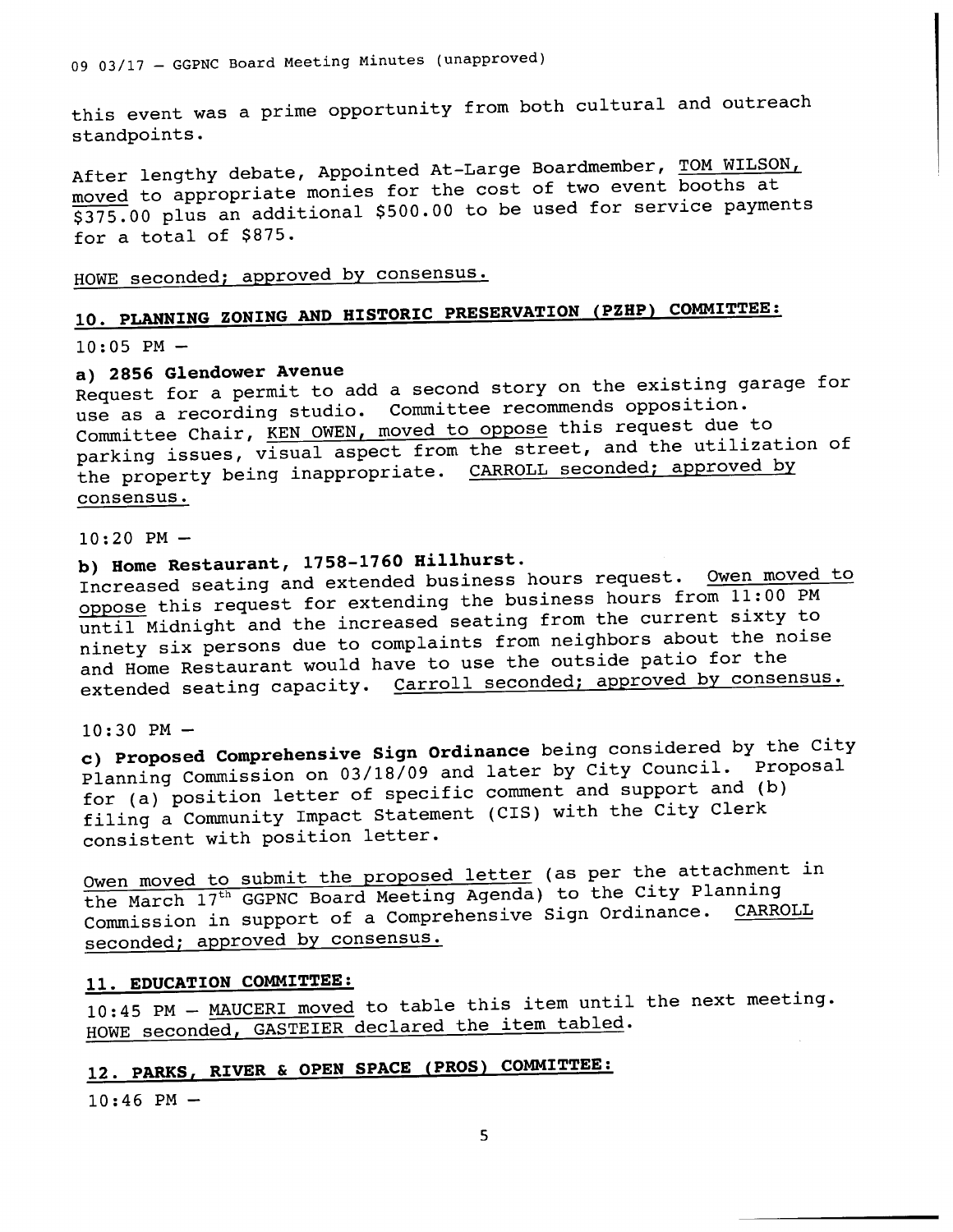this event was a prime opportunity from both cultural and outreach standpoints.

After lengthy debate, Appointed At-Large Boardmember, TOM WILSON, moved to appropriate monies for the cost of two event booths at $375.00 plus an additional $500.00 to be used for service payments for a total of $875.

HOWE seconded; approved by consensus.

## 10. PLANNING ZONING AND HISTORIC PRESERVATION (PZHP) COMMITTEE:

10:05 PM –

**a) 2856 Glendower Avenue**
Request for a permit to add a second story on the existing garage for use as a recording studio. Committee recommends opposition. Committee Chair, KEN OWEN, moved to oppose this request due to parking issues, visual aspect from the street, and the utilization of the property being inappropriate. CARROLL seconded; approved by consensus.

10:20 PM –

**b) Home Restaurant, 1758-1760 Hillhurst.**
Increased seating and extended business hours request. Owen moved to oppose this request for extending the business hours from 11:00 PM until Midnight and the increased seating from the current sixty to ninety six persons due to complaints from neighbors about the noise and Home Restaurant would have to use the outside patio for the extended seating capacity. Carroll seconded; approved by consensus.

10:30 PM –

**c) Proposed Comprehensive Sign Ordinance** being considered by the City Planning Commission on 03/18/09 and later by City Council. Proposal for (a) position letter of specific comment and support and (b) filing a Community Impact Statement (CIS) with the City Clerk consistent with position letter.

Owen moved to submit the proposed letter (as per the attachment in the March 17th GGPNC Board Meeting Agenda) to the City Planning Commission in support of a Comprehensive Sign Ordinance. CARROLL seconded; approved by consensus.

## 11. EDUCATION COMMITTEE:

10:45 PM – MAUCERI moved to table this item until the next meeting. HOWE seconded, GASTEIER declared the item tabled.

## 12. PARKS, RIVER & OPEN SPACE (PROS) COMMITTEE:

10:46 PM –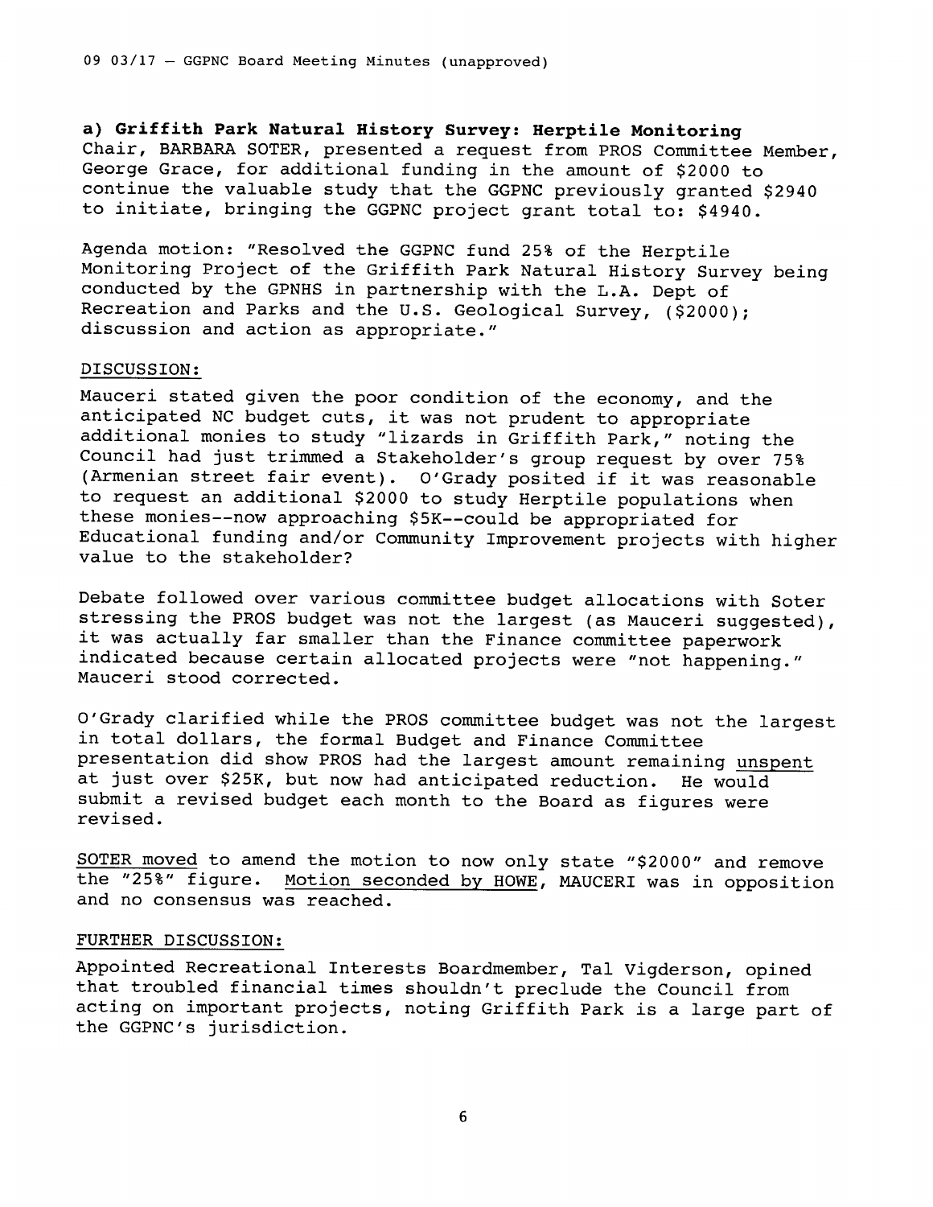**a) Griffith Park Natural History Survey: Herptile Monitoring**
Chair, BARBARA SOTER, presented a request from PROS Committee Member, George Grace, for additional funding in the amount of $2000 to continue the valuable study that the GGPNC previously granted $2940 to initiate, bringing the GGPNC project grant total to: $4940.

Agenda motion: "Resolved the GGPNC fund 25% of the Herptile Monitoring Project of the Griffith Park Natural History Survey being conducted by the GPNHS in partnership with the L.A. Dept of Recreation and Parks and the U.S. Geological Survey, ($2000); discussion and action as appropriate."

DISCUSSION:

Mauceri stated given the poor condition of the economy, and the anticipated NC budget cuts, it was not prudent to appropriate additional monies to study "lizards in Griffith Park," noting the Council had just trimmed a Stakeholder's group request by over 75% (Armenian street fair event). O'Grady posited if it was reasonable to request an additional $2000 to study Herptile populations when these monies--now approaching $5K--could be appropriated for Educational funding and/or Community Improvement projects with higher value to the stakeholder?

Debate followed over various committee budget allocations with Soter stressing the PROS budget was not the largest (as Mauceri suggested), it was actually far smaller than the Finance committee paperwork indicated because certain allocated projects were "not happening." Mauceri stood corrected.

O'Grady clarified while the PROS committee budget was not the largest in total dollars, the formal Budget and Finance Committee presentation did show PROS had the largest amount remaining unspent at just over $25K, but now had anticipated reduction. He would submit a revised budget each month to the Board as figures were revised.

SOTER moved to amend the motion to now only state "$2000" and remove the "25%" figure. Motion seconded by HOWE, MAUCERI was in opposition and no consensus was reached.

FURTHER DISCUSSION:

Appointed Recreational Interests Boardmember, Tal Vigderson, opined that troubled financial times shouldn't preclude the Council from acting on important projects, noting Griffith Park is a large part of the GGPNC's jurisdiction.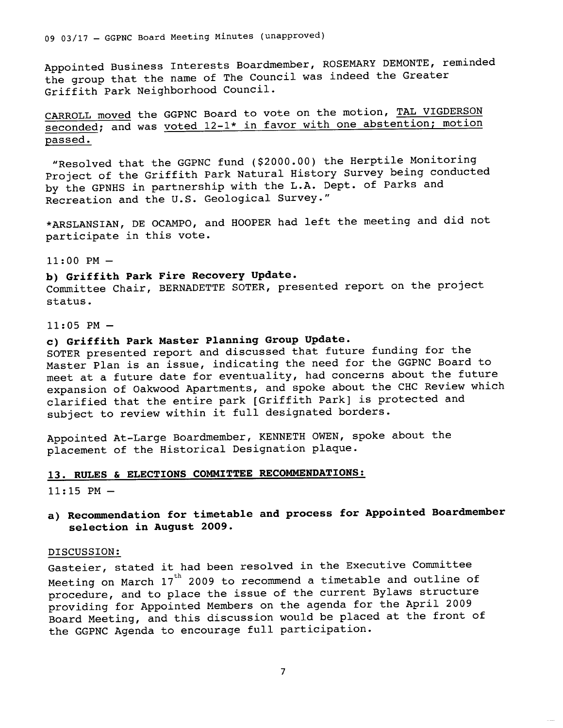Appointed Business Interests Boardmember, ROSEMARY DEMONTE, reminded the group that the name of The Council was indeed the Greater Griffith Park Neighborhood Council.

<u>CARROLL moved</u> the GGPNC Board to vote on the motion, <u>TAL VIGDERSON seconded</u>; and was <u>voted 12-1* in favor with one abstention; motion passed.</u>

"Resolved that the GGPNC fund ($2000.00) the Herptile Monitoring Project of the Griffith Park Natural History Survey being conducted by the GPNHS in partnership with the L.A. Dept. of Parks and Recreation and the U.S. Geological Survey."

*ARSLANSIAN, DE OCAMPO, and HOOPER had left the meeting and did not participate in this vote.

11:00 PM –

**b) Griffith Park Fire Recovery Update.**
Committee Chair, BERNADETTE SOTER, presented report on the project status.

11:05 PM –

**c) Griffith Park Master Planning Group Update.**
SOTER presented report and discussed that future funding for the Master Plan is an issue, indicating the need for the GGPNC Board to meet at a future date for eventuality, had concerns about the future expansion of Oakwood Apartments, and spoke about the CHC Review which clarified that the entire park [Griffith Park] is protected and subject to review within it full designated borders.

Appointed At-Large Boardmember, KENNETH OWEN, spoke about the placement of the Historical Designation plaque.

**<u>13. RULES & ELECTIONS COMMITTEE RECOMMENDATIONS:</u>**

11:15 PM –

**a) Recommendation for timetable and process for Appointed Boardmember selection in August 2009.**

<u>DISCUSSION:</u>

Gasteier, stated it had been resolved in the Executive Committee Meeting on March 17th 2009 to recommend a timetable and outline of procedure, and to place the issue of the current Bylaws structure providing for Appointed Members on the agenda for the April 2009 Board Meeting, and this discussion would be placed at the front of the GGPNC Agenda to encourage full participation.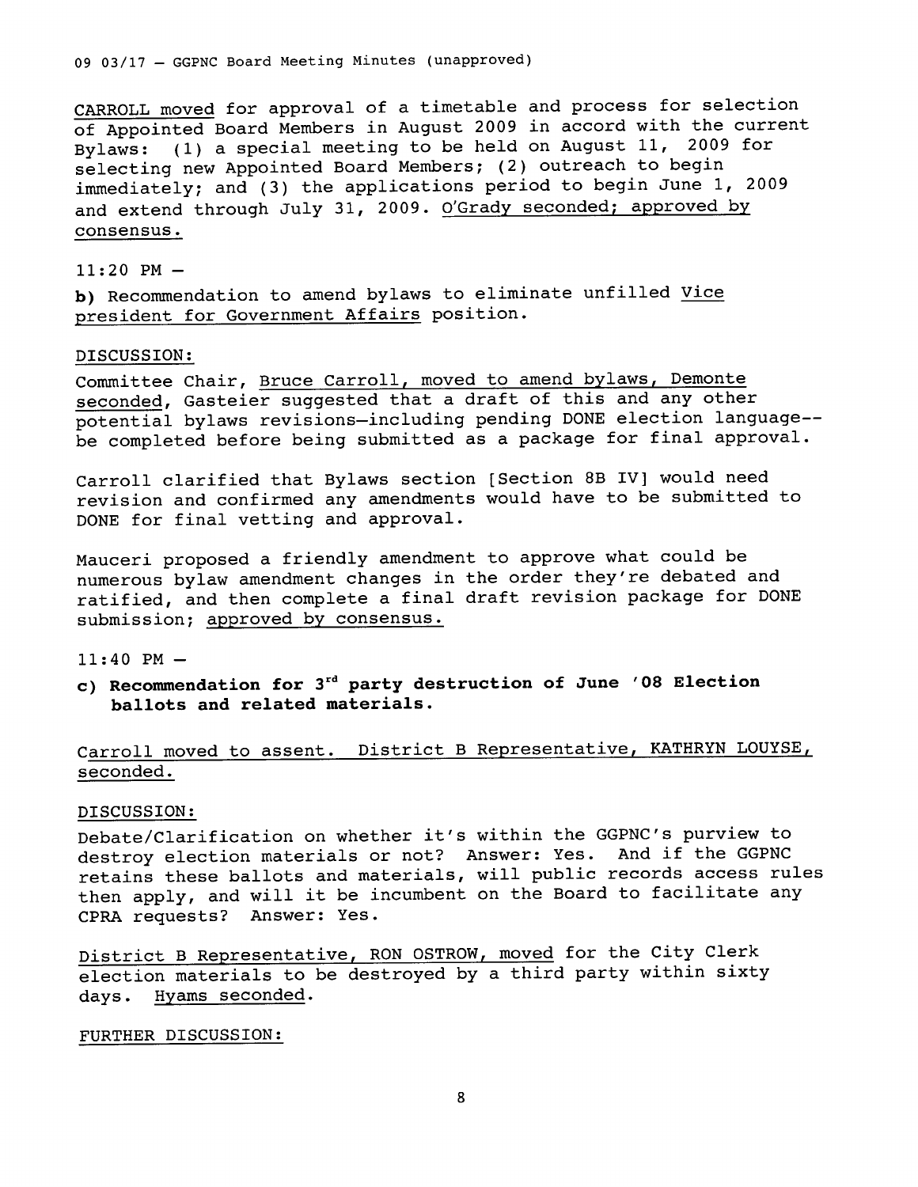CARROLL moved for approval of a timetable and process for selection of Appointed Board Members in August 2009 in accord with the current Bylaws: (1) a special meeting to be held on August 11, 2009 for selecting new Appointed Board Members; (2) outreach to begin immediately; and (3) the applications period to begin June 1, 2009 and extend through July 31, 2009. O'Grady seconded; approved by consensus.

11:20 PM –

**b)** Recommendation to amend bylaws to eliminate unfilled Vice president for Government Affairs position.

DISCUSSION:

Committee Chair, Bruce Carroll, moved to amend bylaws, Demonte seconded, Gasteier suggested that a draft of this and any other potential bylaws revisions—including pending DONE election language--be completed before being submitted as a package for final approval.

Carroll clarified that Bylaws section [Section 8B IV] would need revision and confirmed any amendments would have to be submitted to DONE for final vetting and approval.

Mauceri proposed a friendly amendment to approve what could be numerous bylaw amendment changes in the order they're debated and ratified, and then complete a final draft revision package for DONE submission; approved by consensus.

11:40 PM –

**c) Recommendation for 3rd party destruction of June '08 Election ballots and related materials.**

Carroll moved to assent. District B Representative, KATHRYN LOUYSE, seconded.

DISCUSSION:

Debate/Clarification on whether it's within the GGPNC's purview to destroy election materials or not? Answer: Yes. And if the GGPNC retains these ballots and materials, will public records access rules then apply, and will it be incumbent on the Board to facilitate any CPRA requests? Answer: Yes.

District B Representative, RON OSTROW, moved for the City Clerk election materials to be destroyed by a third party within sixty days. Hyams seconded.

FURTHER DISCUSSION: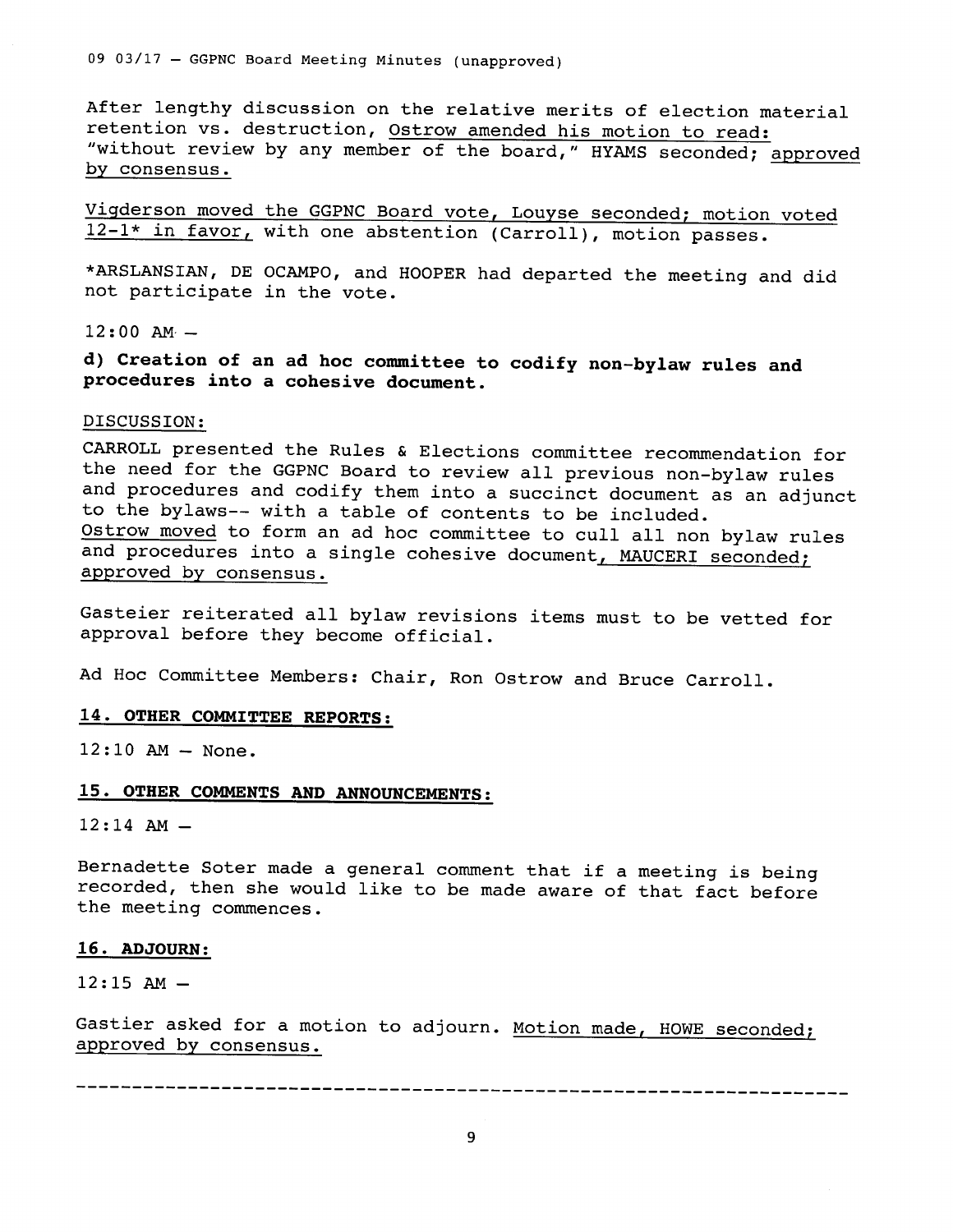After lengthy discussion on the relative merits of election material retention vs. destruction, Ostrow amended his motion to read: "without review by any member of the board," HYAMS seconded; approved by consensus.

Vigderson moved the GGPNC Board vote, Louyse seconded; motion voted 12-1* in favor, with one abstention (Carroll), motion passes.

*ARSLANSIAN, DE OCAMPO, and HOOPER had departed the meeting and did not participate in the vote.

12:00 AM –

**d) Creation of an ad hoc committee to codify non-bylaw rules and procedures into a cohesive document.**

DISCUSSION:

CARROLL presented the Rules & Elections committee recommendation for the need for the GGPNC Board to review all previous non-bylaw rules and procedures and codify them into a succinct document as an adjunct to the bylaws-- with a table of contents to be included.
Ostrow moved to form an ad hoc committee to cull all non bylaw rules and procedures into a single cohesive document, MAUCERI seconded; approved by consensus.

Gasteier reiterated all bylaw revisions items must to be vetted for approval before they become official.

Ad Hoc Committee Members: Chair, Ron Ostrow and Bruce Carroll.

## 14. OTHER COMMITTEE REPORTS:

12:10 AM – None.

## 15. OTHER COMMENTS AND ANNOUNCEMENTS:

12:14 AM –

Bernadette Soter made a general comment that if a meeting is being recorded, then she would like to be made aware of that fact before the meeting commences.

## 16. ADJOURN:

12:15 AM –

Gastier asked for a motion to adjourn. Motion made, HOWE seconded; approved by consensus.

---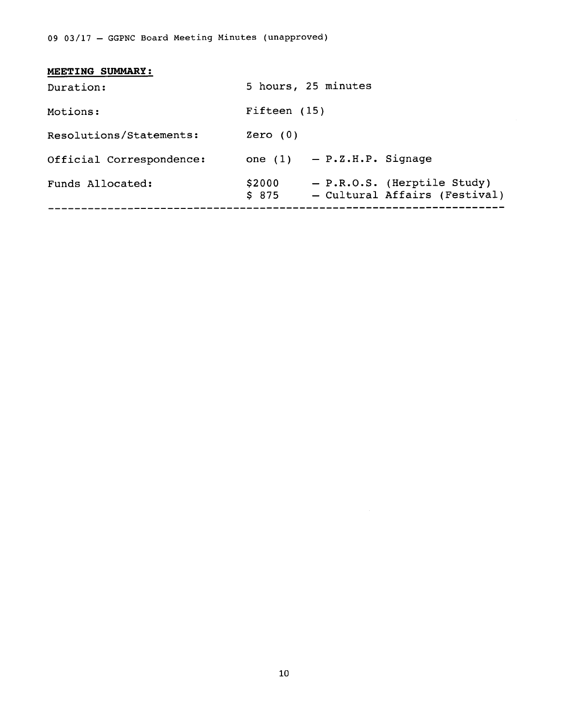**MEETING SUMMARY:**

| | | |
|---|---|---|
| Duration: | 5 hours, 25 minutes | |
| Motions: | Fifteen (15) | |
| Resolutions/Statements: | Zero (0) | |
| Official Correspondence: | one (1) | – P.Z.H.P. Signage |
| Funds Allocated: | $2000 | – P.R.O.S. (Herptile Study) |
| | $ 875 | – Cultural Affairs (Festival) |

---